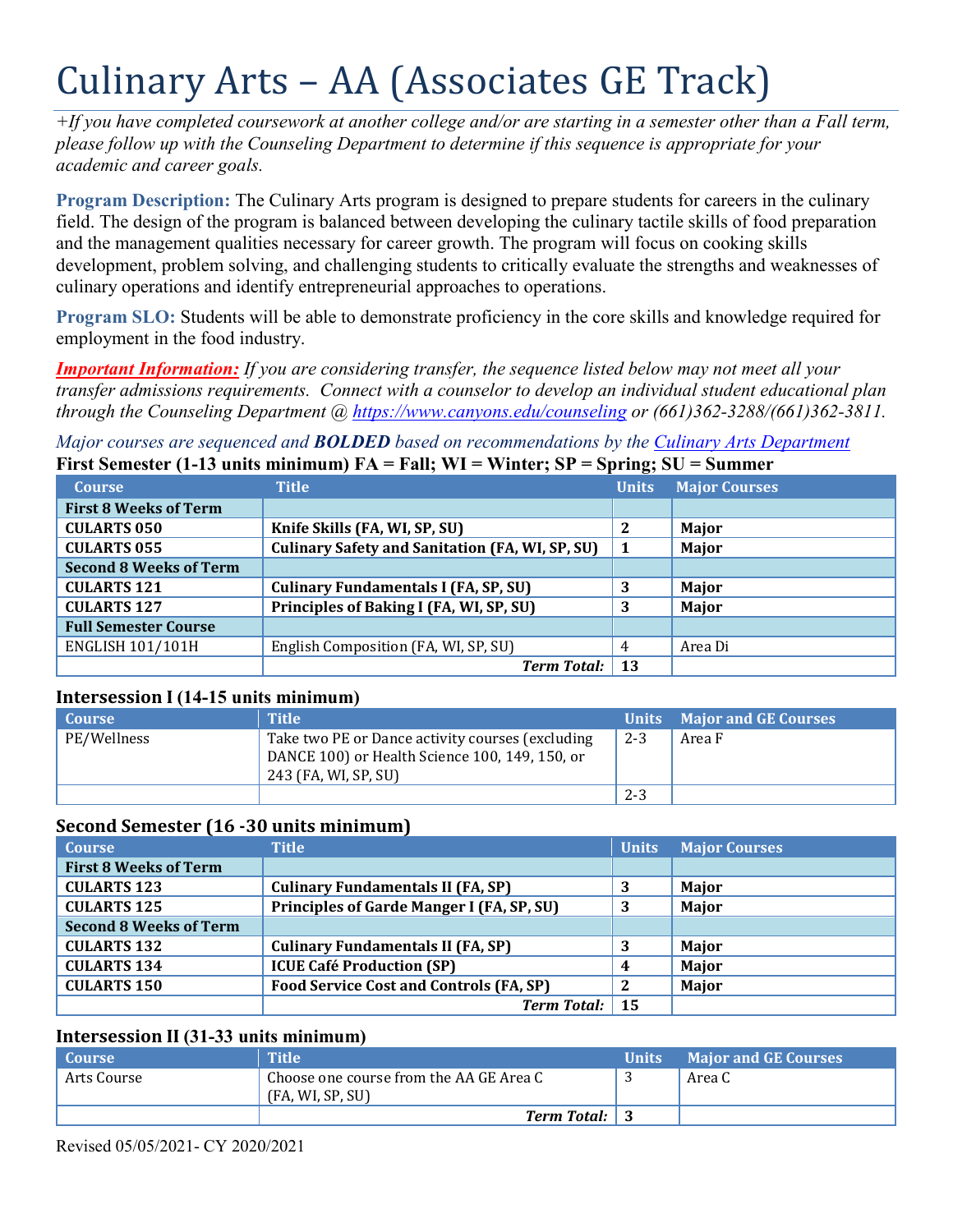# Culinary Arts – AA (Associates GE Track)

*+If you have completed coursework at another college and/or are starting in a semester other than a Fall term, please follow up with the Counseling Department to determine if this sequence is appropriate for your academic and career goals.*

**Program Description:** The Culinary Arts program is designed to prepare students for careers in the culinary field. The design of the program is balanced between developing the culinary tactile skills of food preparation and the management qualities necessary for career growth. The program will focus on cooking skills development, problem solving, and challenging students to critically evaluate the strengths and weaknesses of culinary operations and identify entrepreneurial approaches to operations.

**Program SLO:** Students will be able to demonstrate proficiency in the core skills and knowledge required for employment in the food industry.

***Important Information:*** *If you are considering transfer, the sequence listed below may not meet all your transfer admissions requirements. Connect with a counselor to develop an individual student educational plan through the Counseling Department @ https://www.canyons.edu/counseling or (661)362-3288/(661)362-3811.*

*Major courses are sequenced and **BOLDED** based on recommendations by the Culinary Arts Department*

### First Semester (1-13 units minimum) FA = Fall; WI = Winter; SP = Spring; SU = Summer

| Course | Title | Units | Major Courses |
|---|---|---|---|
| **First 8 Weeks of Term** | | | |
| **CULARTS 050** | **Knife Skills (FA, WI, SP, SU)** | **2** | **Major** |
| **CULARTS 055** | **Culinary Safety and Sanitation (FA, WI, SP, SU)** | **1** | **Major** |
| **Second 8 Weeks of Term** | | | |
| **CULARTS 121** | **Culinary Fundamentals I (FA, SP, SU)** | **3** | **Major** |
| **CULARTS 127** | **Principles of Baking I (FA, WI, SP, SU)** | **3** | **Major** |
| **Full Semester Course** | | | |
| ENGLISH 101/101H | English Composition (FA, WI, SP, SU) | 4 | Area Di |
| | ***Term Total:*** | **13** | |

### Intersession I (14-15 units minimum)

| Course | Title | Units | Major and GE Courses |
|---|---|---|---|
| PE/Wellness | Take two PE or Dance activity courses (excluding DANCE 100) or Health Science 100, 149, 150, or 243 (FA, WI, SP, SU) | 2-3 | Area F |
| | | 2-3 | |

### Second Semester (16 -30 units minimum)

| Course | Title | Units | Major Courses |
|---|---|---|---|
| **First 8 Weeks of Term** | | | |
| **CULARTS 123** | **Culinary Fundamentals II (FA, SP)** | **3** | **Major** |
| **CULARTS 125** | **Principles of Garde Manger I (FA, SP, SU)** | **3** | **Major** |
| **Second 8 Weeks of Term** | | | |
| **CULARTS 132** | **Culinary Fundamentals II (FA, SP)** | **3** | **Major** |
| **CULARTS 134** | **ICUE Café Production (SP)** | **4** | **Major** |
| **CULARTS 150** | **Food Service Cost and Controls (FA, SP)** | **2** | **Major** |
| | ***Term Total:*** | **15** | |

### Intersession II (31-33 units minimum)

| Course | Title | Units | Major and GE Courses |
|---|---|---|---|
| Arts Course | Choose one course from the AA GE Area C (FA, WI, SP, SU) | 3 | Area C |
| | ***Term Total:*** | **3** | |

Revised 05/05/2021- CY 2020/2021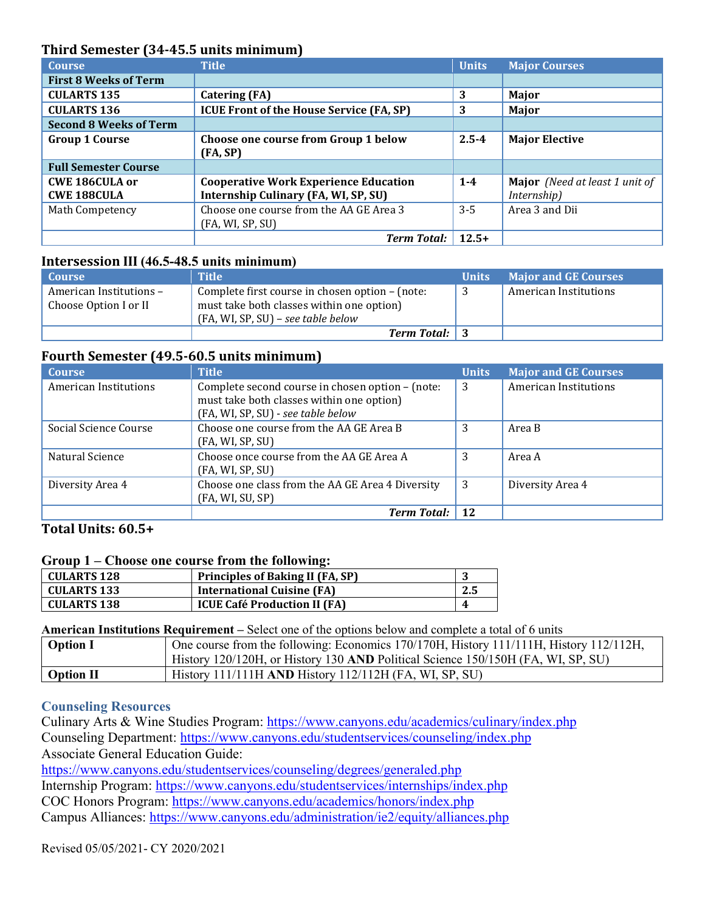### Third Semester (34-45.5 units minimum)

| Course | Title | Units | Major Courses |
|---|---|---|---|
| **First 8 Weeks of Term** | | | |
| **CULARTS 135** | **Catering (FA)** | **3** | **Major** |
| **CULARTS 136** | **ICUE Front of the House Service (FA, SP)** | **3** | **Major** |
| **Second 8 Weeks of Term** | | | |
| **Group 1 Course** | **Choose one course from Group 1 below (FA, SP)** | **2.5-4** | **Major Elective** |
| **Full Semester Course** | | | |
| **CWE 186CULA or CWE 188CULA** | **Cooperative Work Experience Education Internship Culinary (FA, WI, SP, SU)** | **1-4** | **Major** *(Need at least 1 unit of Internship)* |
| Math Competency | Choose one course from the AA GE Area 3 (FA, WI, SP, SU) | 3-5 | Area 3 and Dii |
| | ***Term Total:*** | **12.5+** | |

### Intersession III (46.5-48.5 units minimum)

| Course | Title | Units | Major and GE Courses |
|---|---|---|---|
| American Institutions – Choose Option I or II | Complete first course in chosen option – (note: must take both classes within one option) (FA, WI, SP, SU) – *see table below* | 3 | American Institutions |
| | ***Term Total:*** | **3** | |

### Fourth Semester (49.5-60.5 units minimum)

| Course | Title | Units | Major and GE Courses |
|---|---|---|---|
| American Institutions | Complete second course in chosen option – (note: must take both classes within one option) (FA, WI, SP, SU) - *see table below* | 3 | American Institutions |
| Social Science Course | Choose one course from the AA GE Area B (FA, WI, SP, SU) | 3 | Area B |
| Natural Science | Choose once course from the AA GE Area A (FA, WI, SP, SU) | 3 | Area A |
| Diversity Area 4 | Choose one class from the AA GE Area 4 Diversity (FA, WI, SU, SP) | 3 | Diversity Area 4 |
| | ***Term Total:*** | **12** | |

**Total Units: 60.5+**

**Group 1 – Choose one course from the following:**

| Course | Title | Units |
|---|---|---|
| **CULARTS 128** | **Principles of Baking II (FA, SP)** | **3** |
| **CULARTS 133** | **International Cuisine (FA)** | **2.5** |
| **CULARTS 138** | **ICUE Café Production II (FA)** | **4** |

**American Institutions Requirement** – Select one of the options below and complete a total of 6 units

| Option | Courses |
|---|---|
| **Option I** | One course from the following: Economics 170/170H, History 111/111H, History 112/112H, History 120/120H, or History 130 **AND** Political Science 150/150H (FA, WI, SP, SU) |
| **Option II** | History 111/111H **AND** History 112/112H (FA, WI, SP, SU) |

### Counseling Resources

Culinary Arts & Wine Studies Program: https://www.canyons.edu/academics/culinary/index.php
Counseling Department: https://www.canyons.edu/studentservices/counseling/index.php
Associate General Education Guide:
https://www.canyons.edu/studentservices/counseling/degrees/generaled.php
Internship Program: https://www.canyons.edu/studentservices/internships/index.php
COC Honors Program: https://www.canyons.edu/academics/honors/index.php
Campus Alliances: https://www.canyons.edu/administration/ie2/equity/alliances.php

Revised 05/05/2021- CY 2020/2021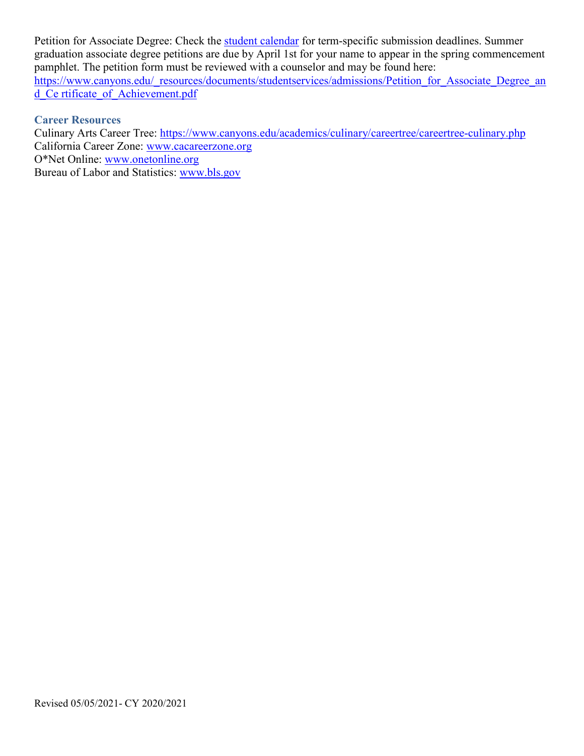Petition for Associate Degree: Check the [student calendar] for term-specific submission deadlines. Summer graduation associate degree petitions are due by April 1st for your name to appear in the spring commencement pamphlet. The petition form must be reviewed with a counselor and may be found here: https://www.canyons.edu/_resources/documents/studentservices/admissions/Petition_for_Associate_Degree_and_Ce rtificate_of_Achievement.pdf

### Career Resources

Culinary Arts Career Tree: https://www.canyons.edu/academics/culinary/careertree/careertree-culinary.php
California Career Zone: www.cacareerzone.org
O*Net Online: www.onetonline.org
Bureau of Labor and Statistics: www.bls.gov

Revised 05/05/2021- CY 2020/2021